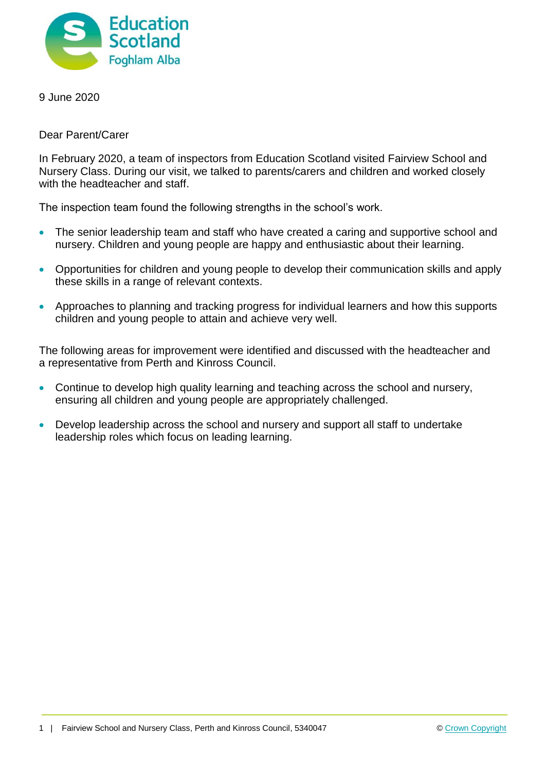Education Scotland
Foghlam Alba

9 June 2020

Dear Parent/Carer

In February 2020, a team of inspectors from Education Scotland visited Fairview School and Nursery Class. During our visit, we talked to parents/carers and children and worked closely with the headteacher and staff.

The inspection team found the following strengths in the school's work.

- The senior leadership team and staff who have created a caring and supportive school and nursery. Children and young people are happy and enthusiastic about their learning.
- Opportunities for children and young people to develop their communication skills and apply these skills in a range of relevant contexts.
- Approaches to planning and tracking progress for individual learners and how this supports children and young people to attain and achieve very well.

The following areas for improvement were identified and discussed with the headteacher and a representative from Perth and Kinross Council.

- Continue to develop high quality learning and teaching across the school and nursery, ensuring all children and young people are appropriately challenged.
- Develop leadership across the school and nursery and support all staff to undertake leadership roles which focus on leading learning.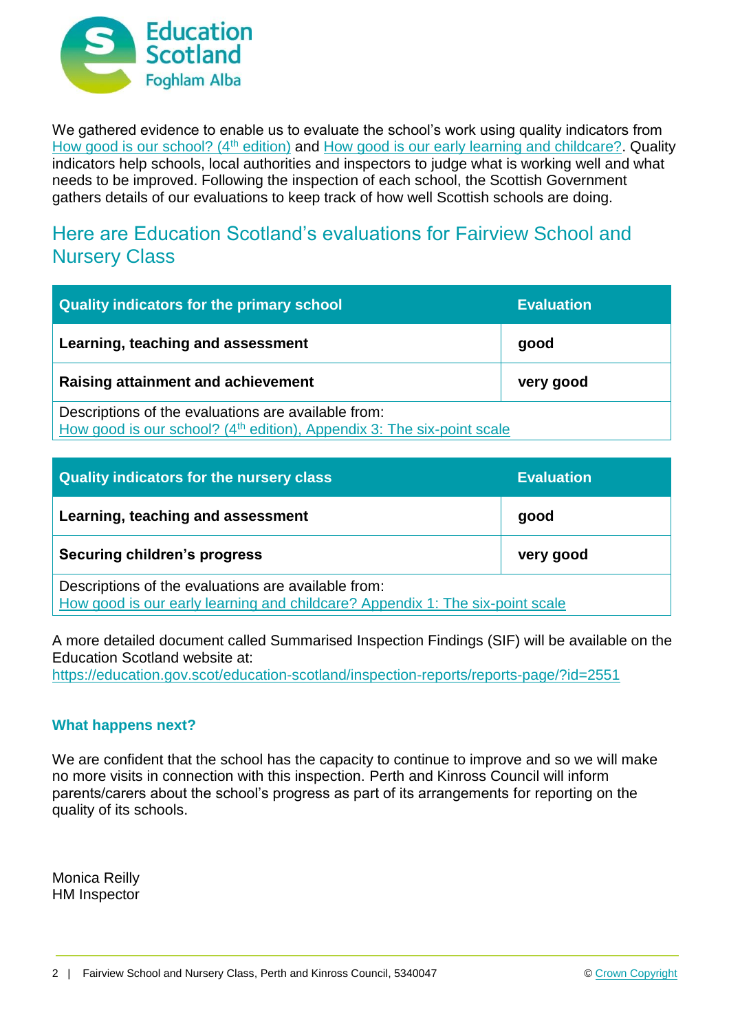We gathered evidence to enable us to evaluate the school's work using quality indicators from How good is our school? (4th edition) and How good is our early learning and childcare?. Quality indicators help schools, local authorities and inspectors to judge what is working well and what needs to be improved. Following the inspection of each school, the Scottish Government gathers details of our evaluations to keep track of how well Scottish schools are doing.

## Here are Education Scotland's evaluations for Fairview School and Nursery Class

| Quality indicators for the primary school | Evaluation |
|---|---|
| **Learning, teaching and assessment** | **good** |
| **Raising attainment and achievement** | **very good** |
| Descriptions of the evaluations are available from: How good is our school? (4th edition), Appendix 3: The six-point scale | |

| Quality indicators for the nursery class | Evaluation |
|---|---|
| **Learning, teaching and assessment** | **good** |
| **Securing children's progress** | **very good** |
| Descriptions of the evaluations are available from: How good is our early learning and childcare? Appendix 1: The six-point scale | |

A more detailed document called Summarised Inspection Findings (SIF) will be available on the Education Scotland website at:
https://education.gov.scot/education-scotland/inspection-reports/reports-page/?id=2551

### What happens next?

We are confident that the school has the capacity to continue to improve and so we will make no more visits in connection with this inspection. Perth and Kinross Council will inform parents/carers about the school's progress as part of its arrangements for reporting on the quality of its schools.

Monica Reilly
HM Inspector